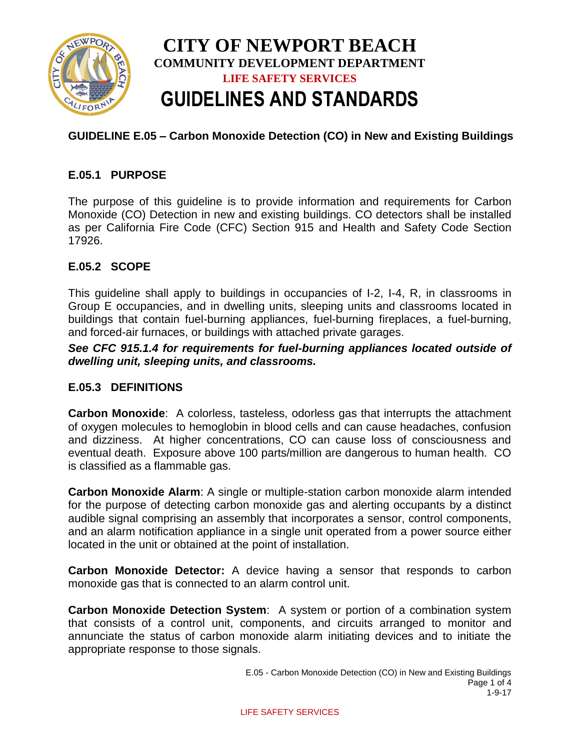# CITY OF NEWPORT BEACH

**COMMUNITY DEVELOPMENT DEPARTMENT**

**LIFE SAFETY SERVICES**

# GUIDELINES AND STANDARDS

## GUIDELINE E.05 – Carbon Monoxide Detection (CO) in New and Existing Buildings

### E.05.1 PURPOSE

The purpose of this guideline is to provide information and requirements for Carbon Monoxide (CO) Detection in new and existing buildings. CO detectors shall be installed as per California Fire Code (CFC) Section 915 and Health and Safety Code Section 17926.

### E.05.2 SCOPE

This guideline shall apply to buildings in occupancies of I-2, I-4, R, in classrooms in Group E occupancies, and in dwelling units, sleeping units and classrooms located in buildings that contain fuel-burning appliances, fuel-burning fireplaces, a fuel-burning, and forced-air furnaces, or buildings with attached private garages.

***See CFC 915.1.4 for requirements for fuel-burning appliances located outside of dwelling unit, sleeping units, and classrooms.***

### E.05.3 DEFINITIONS

**Carbon Monoxide**: A colorless, tasteless, odorless gas that interrupts the attachment of oxygen molecules to hemoglobin in blood cells and can cause headaches, confusion and dizziness. At higher concentrations, CO can cause loss of consciousness and eventual death. Exposure above 100 parts/million are dangerous to human health. CO is classified as a flammable gas.

**Carbon Monoxide Alarm**: A single or multiple-station carbon monoxide alarm intended for the purpose of detecting carbon monoxide gas and alerting occupants by a distinct audible signal comprising an assembly that incorporates a sensor, control components, and an alarm notification appliance in a single unit operated from a power source either located in the unit or obtained at the point of installation.

**Carbon Monoxide Detector:** A device having a sensor that responds to carbon monoxide gas that is connected to an alarm control unit.

**Carbon Monoxide Detection System**: A system or portion of a combination system that consists of a control unit, components, and circuits arranged to monitor and annunciate the status of carbon monoxide alarm initiating devices and to initiate the appropriate response to those signals.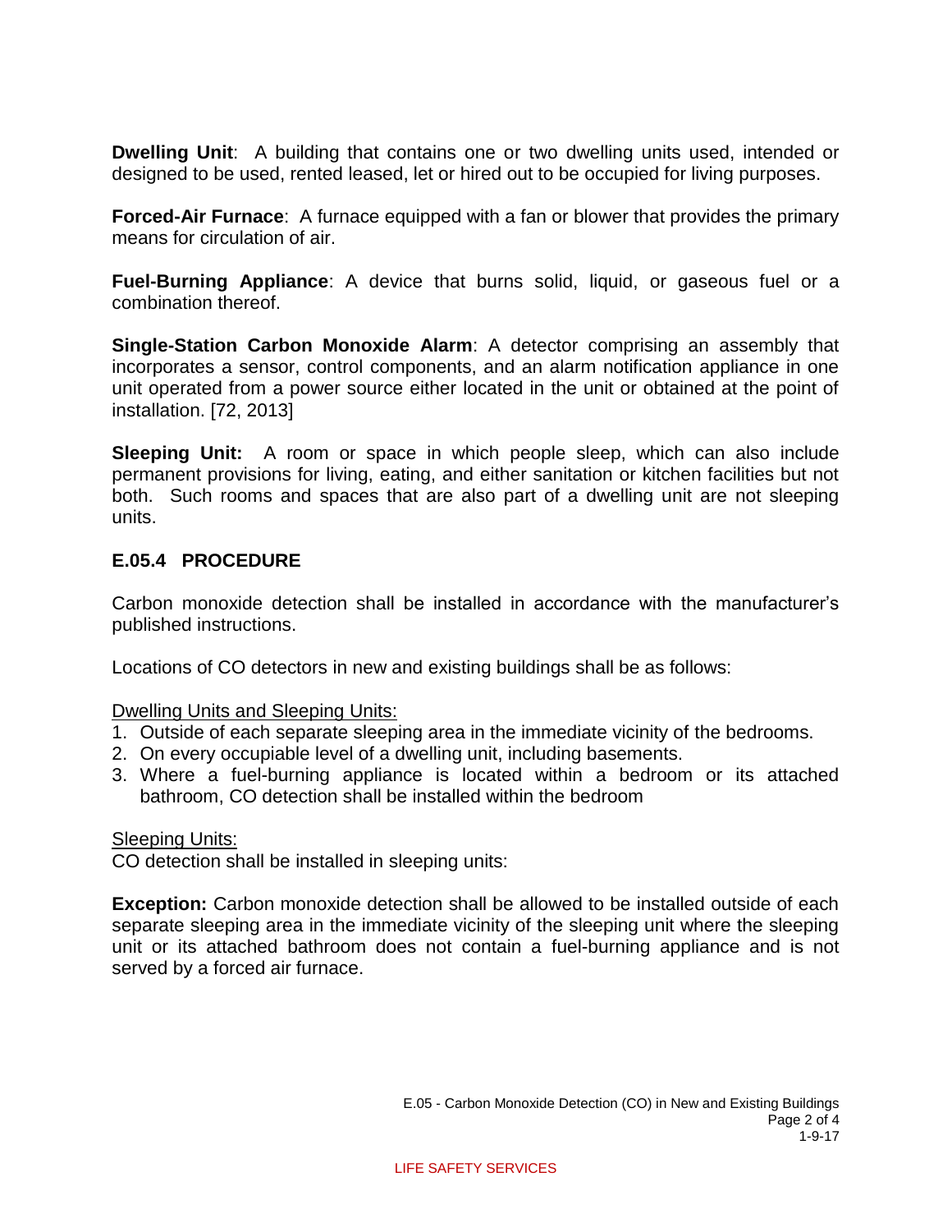**Dwelling Unit**: A building that contains one or two dwelling units used, intended or designed to be used, rented leased, let or hired out to be occupied for living purposes.

**Forced-Air Furnace**: A furnace equipped with a fan or blower that provides the primary means for circulation of air.

**Fuel-Burning Appliance**: A device that burns solid, liquid, or gaseous fuel or a combination thereof.

**Single-Station Carbon Monoxide Alarm**: A detector comprising an assembly that incorporates a sensor, control components, and an alarm notification appliance in one unit operated from a power source either located in the unit or obtained at the point of installation. [72, 2013]

**Sleeping Unit:** A room or space in which people sleep, which can also include permanent provisions for living, eating, and either sanitation or kitchen facilities but not both. Such rooms and spaces that are also part of a dwelling unit are not sleeping units.

## E.05.4 PROCEDURE

Carbon monoxide detection shall be installed in accordance with the manufacturer's published instructions.

Locations of CO detectors in new and existing buildings shall be as follows:

<u>Dwelling Units and Sleeping Units:</u>

1. Outside of each separate sleeping area in the immediate vicinity of the bedrooms.
2. On every occupiable level of a dwelling unit, including basements.
3. Where a fuel-burning appliance is located within a bedroom or its attached bathroom, CO detection shall be installed within the bedroom

<u>Sleeping Units:</u>

CO detection shall be installed in sleeping units:

**Exception:** Carbon monoxide detection shall be allowed to be installed outside of each separate sleeping area in the immediate vicinity of the sleeping unit where the sleeping unit or its attached bathroom does not contain a fuel-burning appliance and is not served by a forced air furnace.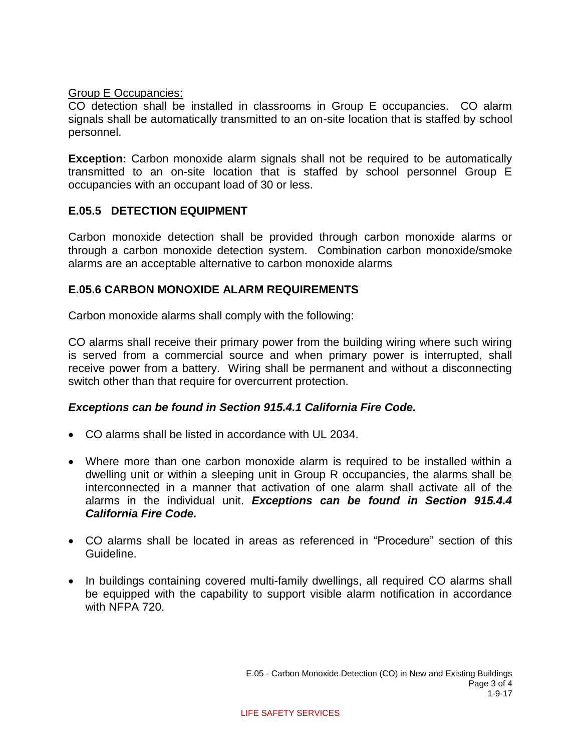Group E Occupancies:

CO detection shall be installed in classrooms in Group E occupancies. CO alarm signals shall be automatically transmitted to an on-site location that is staffed by school personnel.

**Exception:** Carbon monoxide alarm signals shall not be required to be automatically transmitted to an on-site location that is staffed by school personnel Group E occupancies with an occupant load of 30 or less.

## E.05.5 DETECTION EQUIPMENT

Carbon monoxide detection shall be provided through carbon monoxide alarms or through a carbon monoxide detection system. Combination carbon monoxide/smoke alarms are an acceptable alternative to carbon monoxide alarms

## E.05.6 CARBON MONOXIDE ALARM REQUIREMENTS

Carbon monoxide alarms shall comply with the following:

CO alarms shall receive their primary power from the building wiring where such wiring is served from a commercial source and when primary power is interrupted, shall receive power from a battery. Wiring shall be permanent and without a disconnecting switch other than that require for overcurrent protection.

***Exceptions can be found in Section 915.4.1 California Fire Code.***

- CO alarms shall be listed in accordance with UL 2034.
- Where more than one carbon monoxide alarm is required to be installed within a dwelling unit or within a sleeping unit in Group R occupancies, the alarms shall be interconnected in a manner that activation of one alarm shall activate all of the alarms in the individual unit. ***Exceptions can be found in Section 915.4.4 California Fire Code.***
- CO alarms shall be located in areas as referenced in "Procedure" section of this Guideline.
- In buildings containing covered multi-family dwellings, all required CO alarms shall be equipped with the capability to support visible alarm notification in accordance with NFPA 720.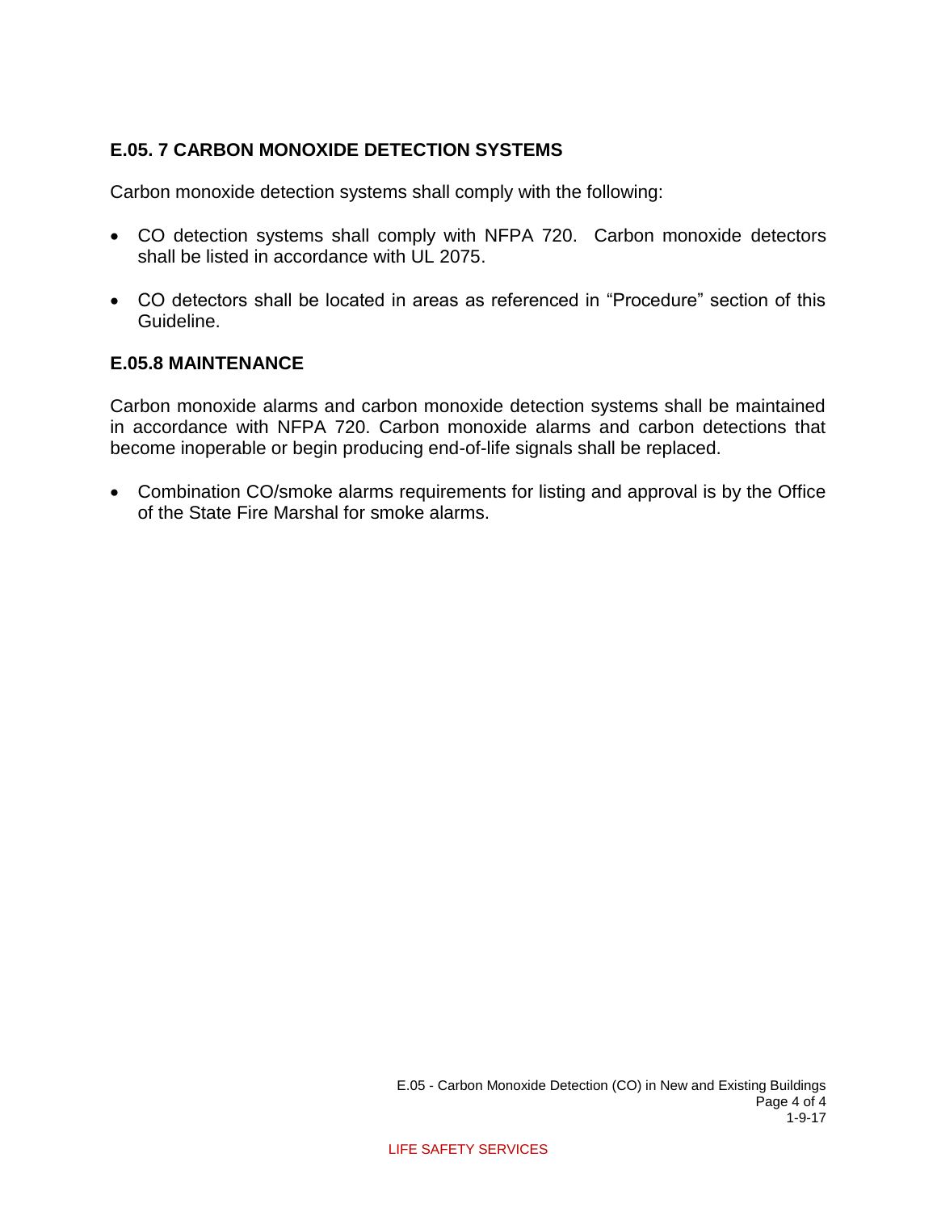## E.05. 7 CARBON MONOXIDE DETECTION SYSTEMS

Carbon monoxide detection systems shall comply with the following:

- CO detection systems shall comply with NFPA 720. Carbon monoxide detectors shall be listed in accordance with UL 2075.
- CO detectors shall be located in areas as referenced in "Procedure" section of this Guideline.

## E.05.8 MAINTENANCE

Carbon monoxide alarms and carbon monoxide detection systems shall be maintained in accordance with NFPA 720. Carbon monoxide alarms and carbon detections that become inoperable or begin producing end-of-life signals shall be replaced.

- Combination CO/smoke alarms requirements for listing and approval is by the Office of the State Fire Marshal for smoke alarms.